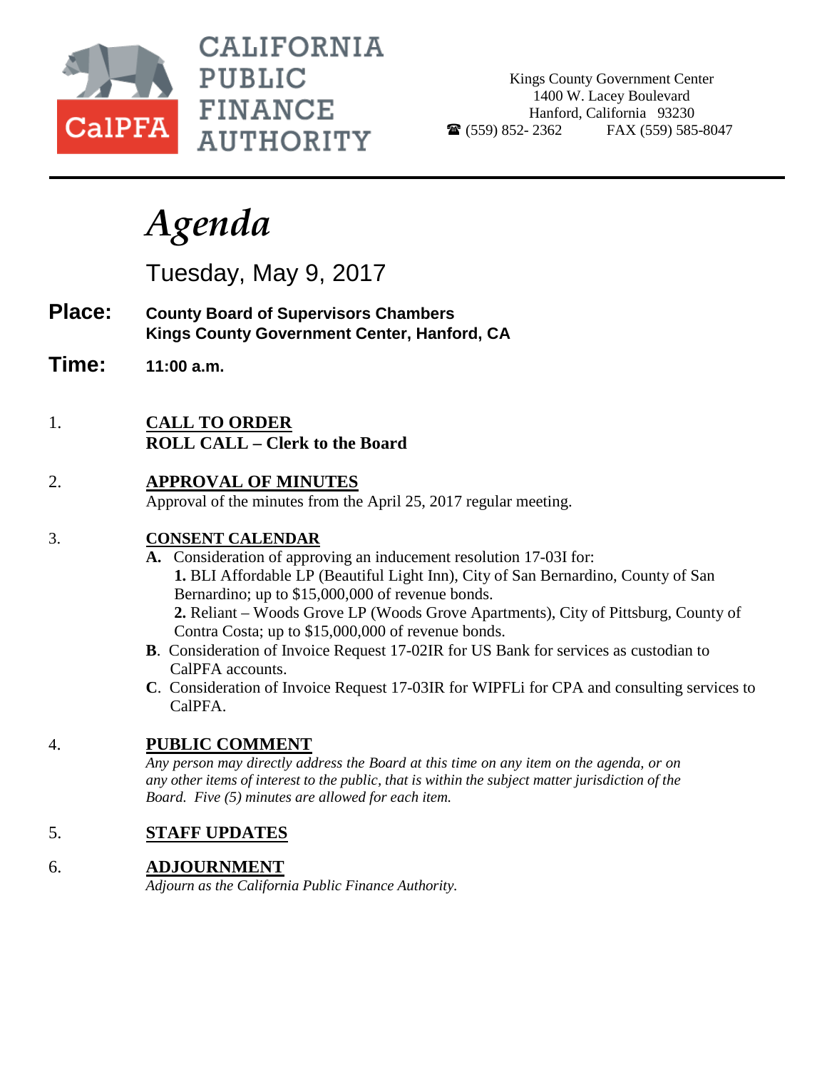CALIFORNIA PUBLIC FINANCE AUTHORITY

CalPFA

Kings County Government Center
1400 W. Lacey Boulevard
Hanford, California 93230
☎ (559) 852- 2362 FAX (559) 585-8047

# *Agenda*

Tuesday, May 9, 2017

**Place:** **County Board of Supervisors Chambers**
**Kings County Government Center, Hanford, CA**

**Time:** **11:00 a.m.**

1. **CALL TO ORDER**
   **ROLL CALL – Clerk to the Board**

2. **APPROVAL OF MINUTES**
   Approval of the minutes from the April 25, 2017 regular meeting.

3. **CONSENT CALENDAR**
   **A.** Consideration of approving an inducement resolution 17-03I for:
   **1.** BLI Affordable LP (Beautiful Light Inn), City of San Bernardino, County of San Bernardino; up to $15,000,000 of revenue bonds.
   **2.** Reliant – Woods Grove LP (Woods Grove Apartments), City of Pittsburg, County of Contra Costa; up to $15,000,000 of revenue bonds.
   **B**. Consideration of Invoice Request 17-02IR for US Bank for services as custodian to CalPFA accounts.
   **C**. Consideration of Invoice Request 17-03IR for WIPFLi for CPA and consulting services to CalPFA.

4. **PUBLIC COMMENT**
   *Any person may directly address the Board at this time on any item on the agenda, or on any other items of interest to the public, that is within the subject matter jurisdiction of the Board. Five (5) minutes are allowed for each item.*

5. **STAFF UPDATES**

6. **ADJOURNMENT**
   *Adjourn as the California Public Finance Authority.*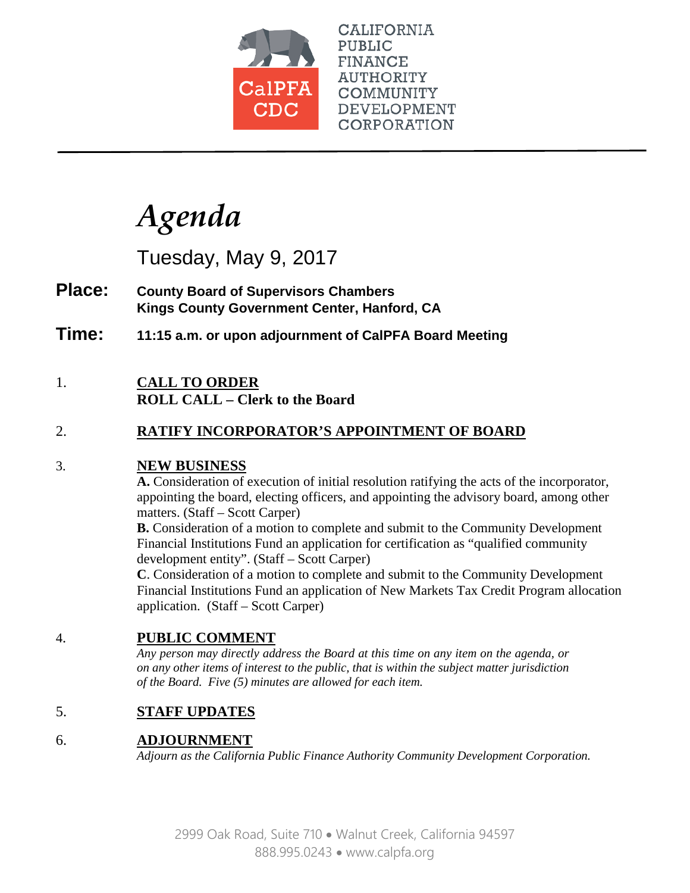CalPFA CDC

CALIFORNIA PUBLIC FINANCE AUTHORITY COMMUNITY DEVELOPMENT CORPORATION

# *Agenda*

Tuesday, May 9, 2017

**Place:** **County Board of Supervisors Chambers**
**Kings County Government Center, Hanford, CA**

**Time:** **11:15 a.m. or upon adjournment of CalPFA Board Meeting**

1. **CALL TO ORDER**
   **ROLL CALL – Clerk to the Board**

2. **RATIFY INCORPORATOR'S APPOINTMENT OF BOARD**

3. **NEW BUSINESS**
   **A.** Consideration of execution of initial resolution ratifying the acts of the incorporator, appointing the board, electing officers, and appointing the advisory board, among other matters. (Staff – Scott Carper)
   **B.** Consideration of a motion to complete and submit to the Community Development Financial Institutions Fund an application for certification as "qualified community development entity". (Staff – Scott Carper)
   **C**. Consideration of a motion to complete and submit to the Community Development Financial Institutions Fund an application of New Markets Tax Credit Program allocation application. (Staff – Scott Carper)

4. **PUBLIC COMMENT**
   *Any person may directly address the Board at this time on any item on the agenda, or on any other items of interest to the public, that is within the subject matter jurisdiction of the Board. Five (5) minutes are allowed for each item.*

5. **STAFF UPDATES**

6. **ADJOURNMENT**
   *Adjourn as the California Public Finance Authority Community Development Corporation.*

2999 Oak Road, Suite 710 • Walnut Creek, California 94597
888.995.0243 • www.calpfa.org